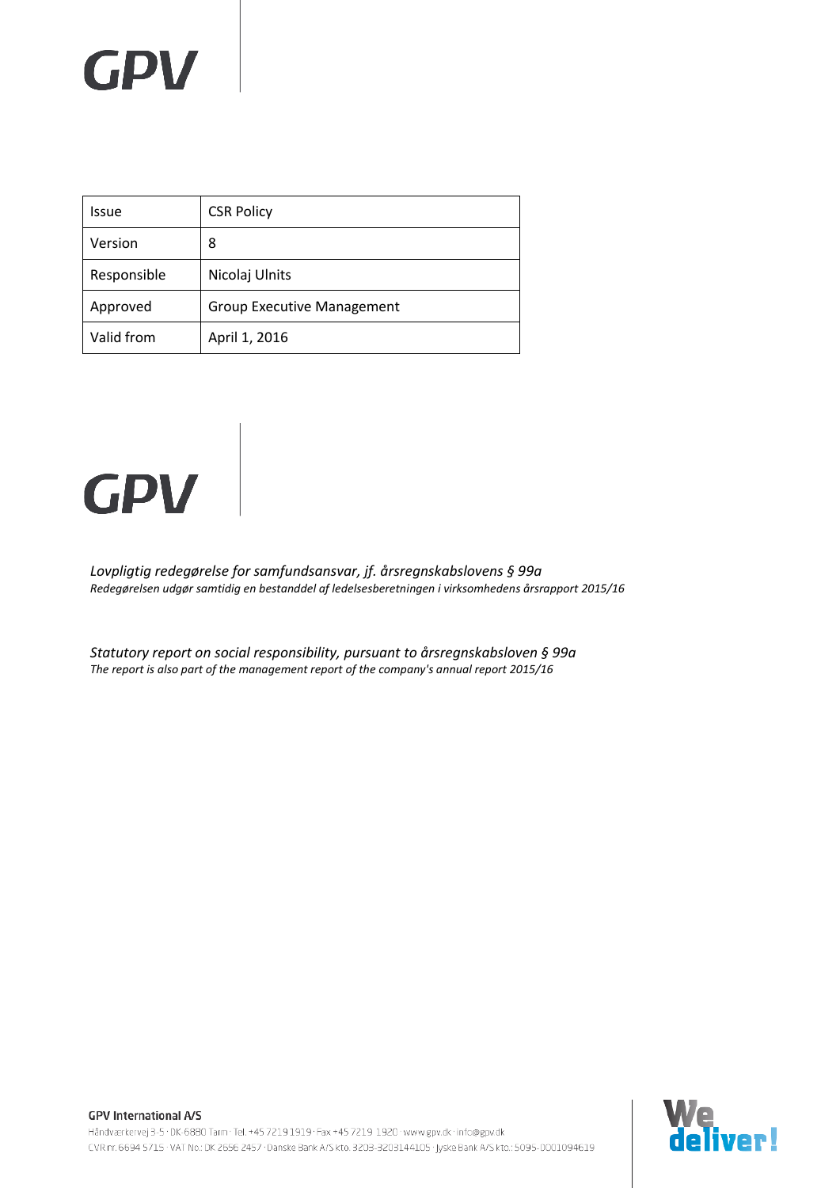GPV

| Issue | CSR Policy |
|---|---|
| Version | 8 |
| Responsible | Nicolaj Ulnits |
| Approved | Group Executive Management |
| Valid from | April 1, 2016 |

GPV

*Lovpligtig redegørelse for samfundsansvar, jf. årsregnskabslovens § 99a*
*Redegørelsen udgør samtidig en bestanddel af ledelsesberetningen i virksomhedens årsrapport 2015/16*

*Statutory report on social responsibility, pursuant to årsregnskabsloven § 99a*
*The report is also part of the management report of the company's annual report 2015/16*

**GPV International A/S**
Håndværkervej 3-5 · DK-6880 Tarm · Tel. +45 7219 1919 · Fax +45 7219 1920 · www.gpv.dk · info@gpv.dk
CVR nr. 6694 5715 · VAT No.: DK 2656 2457 · Danske Bank A/S kto. 3203-3203144105 · Jyske Bank A/S kto.: 5095-0001094619

We deliver!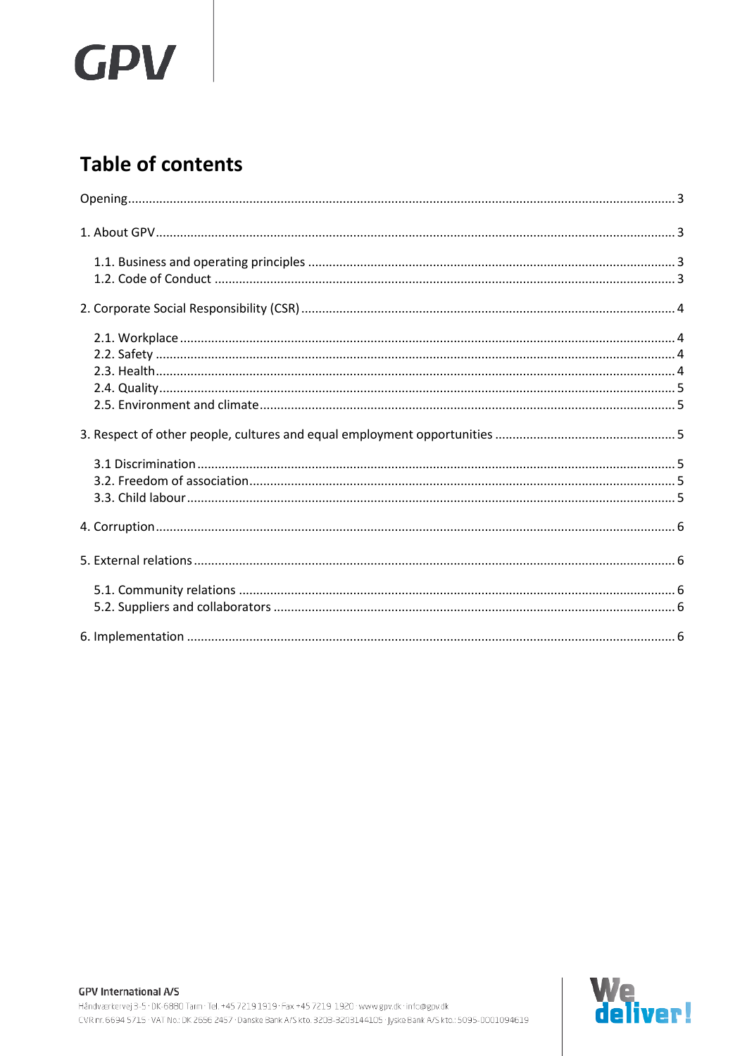# Table of contents

Opening ... 3

1. About GPV ... 3
   - 1.1. Business and operating principles ... 3
   - 1.2. Code of Conduct ... 3

2. Corporate Social Responsibility (CSR) ... 4
   - 2.1. Workplace ... 4
   - 2.2. Safety ... 4
   - 2.3. Health ... 4
   - 2.4. Quality ... 5
   - 2.5. Environment and climate ... 5

3. Respect of other people, cultures and equal employment opportunities ... 5
   - 3.1 Discrimination ... 5
   - 3.2. Freedom of association ... 5
   - 3.3. Child labour ... 5

4. Corruption ... 6

5. External relations ... 6
   - 5.1. Community relations ... 6
   - 5.2. Suppliers and collaborators ... 6

6. Implementation ... 6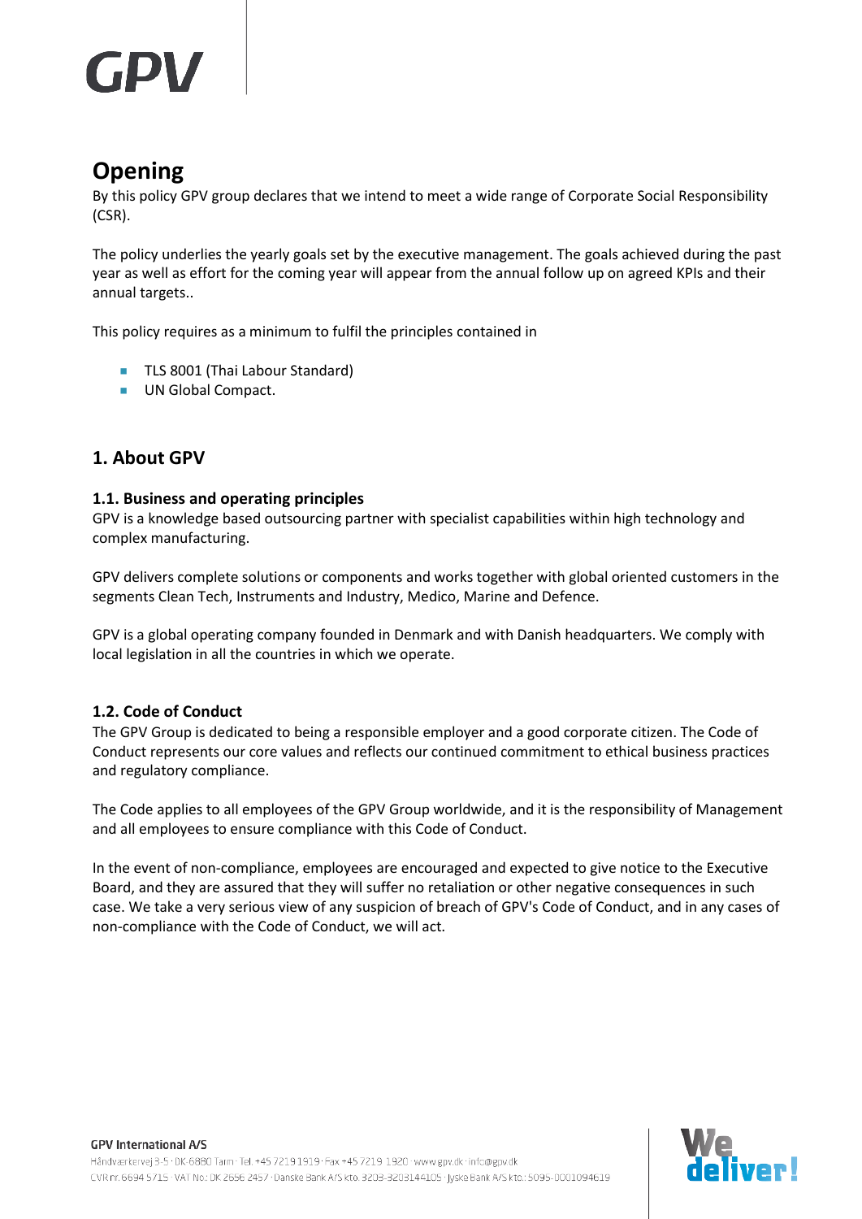# Opening

By this policy GPV group declares that we intend to meet a wide range of Corporate Social Responsibility (CSR).

The policy underlies the yearly goals set by the executive management. The goals achieved during the past year as well as effort for the coming year will appear from the annual follow up on agreed KPIs and their annual targets..

This policy requires as a minimum to fulfil the principles contained in

- TLS 8001 (Thai Labour Standard)
- UN Global Compact.

## 1. About GPV

### 1.1. Business and operating principles

GPV is a knowledge based outsourcing partner with specialist capabilities within high technology and complex manufacturing.

GPV delivers complete solutions or components and works together with global oriented customers in the segments Clean Tech, Instruments and Industry, Medico, Marine and Defence.

GPV is a global operating company founded in Denmark and with Danish headquarters. We comply with local legislation in all the countries in which we operate.

### 1.2. Code of Conduct

The GPV Group is dedicated to being a responsible employer and a good corporate citizen. The Code of Conduct represents our core values and reflects our continued commitment to ethical business practices and regulatory compliance.

The Code applies to all employees of the GPV Group worldwide, and it is the responsibility of Management and all employees to ensure compliance with this Code of Conduct.

In the event of non-compliance, employees are encouraged and expected to give notice to the Executive Board, and they are assured that they will suffer no retaliation or other negative consequences in such case. We take a very serious view of any suspicion of breach of GPV's Code of Conduct, and in any cases of non-compliance with the Code of Conduct, we will act.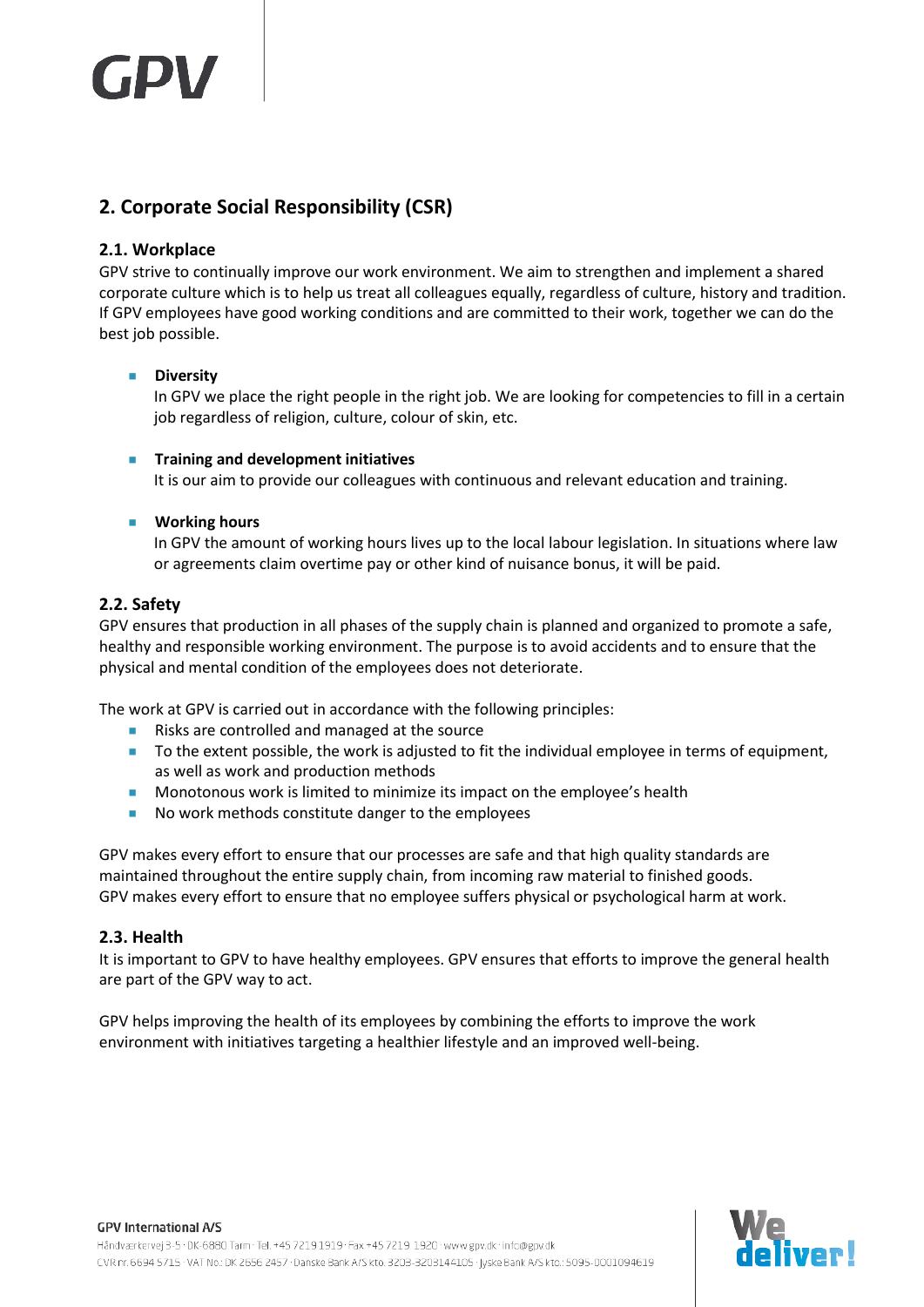## 2. Corporate Social Responsibility (CSR)

### 2.1. Workplace

GPV strive to continually improve our work environment. We aim to strengthen and implement a shared corporate culture which is to help us treat all colleagues equally, regardless of culture, history and tradition. If GPV employees have good working conditions and are committed to their work, together we can do the best job possible.

- **Diversity**
  In GPV we place the right people in the right job. We are looking for competencies to fill in a certain job regardless of religion, culture, colour of skin, etc.

- **Training and development initiatives**
  It is our aim to provide our colleagues with continuous and relevant education and training.

- **Working hours**
  In GPV the amount of working hours lives up to the local labour legislation. In situations where law or agreements claim overtime pay or other kind of nuisance bonus, it will be paid.

### 2.2. Safety

GPV ensures that production in all phases of the supply chain is planned and organized to promote a safe, healthy and responsible working environment. The purpose is to avoid accidents and to ensure that the physical and mental condition of the employees does not deteriorate.

The work at GPV is carried out in accordance with the following principles:

- Risks are controlled and managed at the source
- To the extent possible, the work is adjusted to fit the individual employee in terms of equipment, as well as work and production methods
- Monotonous work is limited to minimize its impact on the employee's health
- No work methods constitute danger to the employees

GPV makes every effort to ensure that our processes are safe and that high quality standards are maintained throughout the entire supply chain, from incoming raw material to finished goods. GPV makes every effort to ensure that no employee suffers physical or psychological harm at work.

### 2.3. Health

It is important to GPV to have healthy employees. GPV ensures that efforts to improve the general health are part of the GPV way to act.

GPV helps improving the health of its employees by combining the efforts to improve the work environment with initiatives targeting a healthier lifestyle and an improved well-being.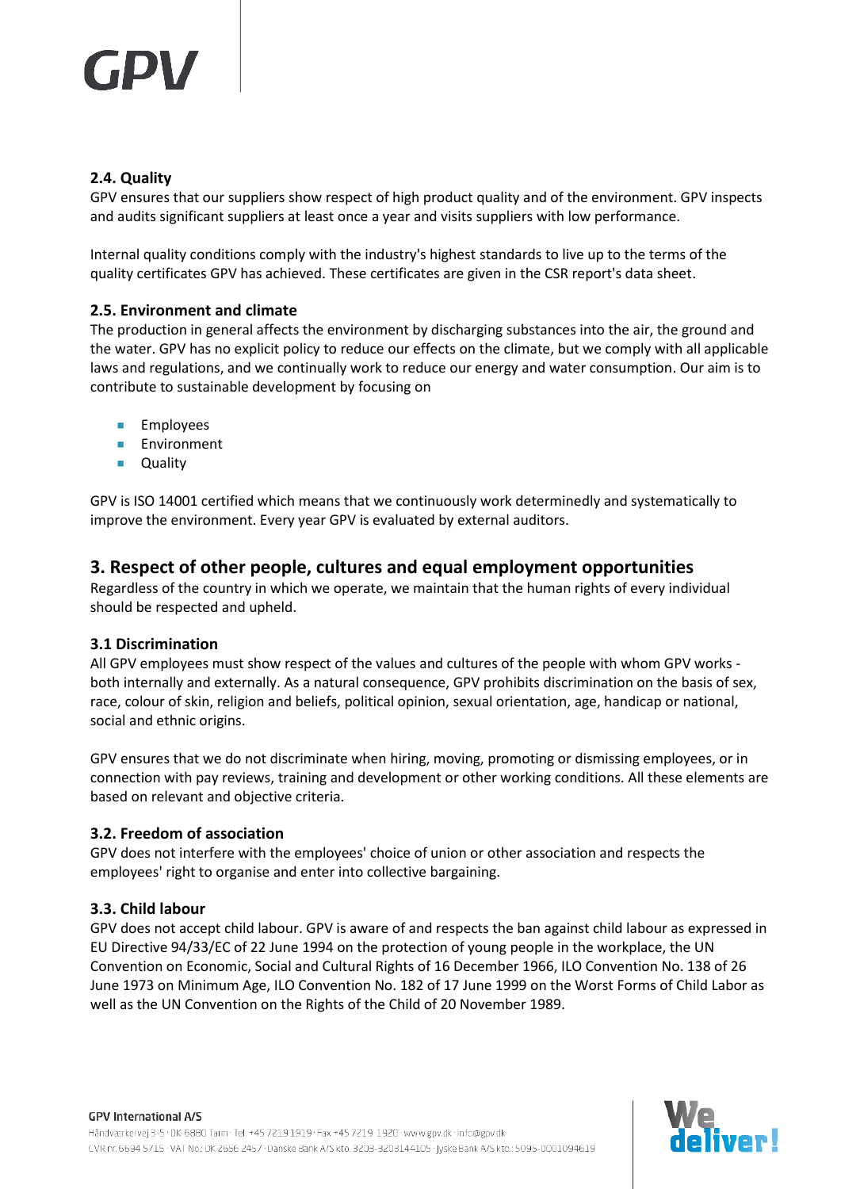### 2.4. Quality

GPV ensures that our suppliers show respect of high product quality and of the environment. GPV inspects and audits significant suppliers at least once a year and visits suppliers with low performance.

Internal quality conditions comply with the industry's highest standards to live up to the terms of the quality certificates GPV has achieved. These certificates are given in the CSR report's data sheet.

### 2.5. Environment and climate

The production in general affects the environment by discharging substances into the air, the ground and the water. GPV has no explicit policy to reduce our effects on the climate, but we comply with all applicable laws and regulations, and we continually work to reduce our energy and water consumption. Our aim is to contribute to sustainable development by focusing on

- Employees
- Environment
- Quality

GPV is ISO 14001 certified which means that we continuously work determinedly and systematically to improve the environment. Every year GPV is evaluated by external auditors.

## 3. Respect of other people, cultures and equal employment opportunities

Regardless of the country in which we operate, we maintain that the human rights of every individual should be respected and upheld.

### 3.1 Discrimination

All GPV employees must show respect of the values and cultures of the people with whom GPV works - both internally and externally. As a natural consequence, GPV prohibits discrimination on the basis of sex, race, colour of skin, religion and beliefs, political opinion, sexual orientation, age, handicap or national, social and ethnic origins.

GPV ensures that we do not discriminate when hiring, moving, promoting or dismissing employees, or in connection with pay reviews, training and development or other working conditions. All these elements are based on relevant and objective criteria.

### 3.2. Freedom of association

GPV does not interfere with the employees' choice of union or other association and respects the employees' right to organise and enter into collective bargaining.

### 3.3. Child labour

GPV does not accept child labour. GPV is aware of and respects the ban against child labour as expressed in EU Directive 94/33/EC of 22 June 1994 on the protection of young people in the workplace, the UN Convention on Economic, Social and Cultural Rights of 16 December 1966, ILO Convention No. 138 of 26 June 1973 on Minimum Age, ILO Convention No. 182 of 17 June 1999 on the Worst Forms of Child Labor as well as the UN Convention on the Rights of the Child of 20 November 1989.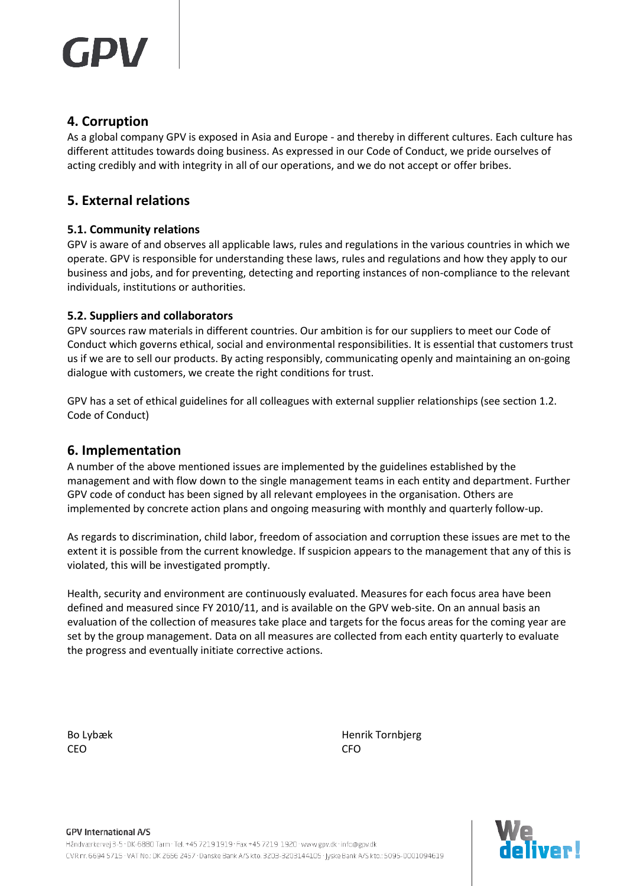## 4. Corruption

As a global company GPV is exposed in Asia and Europe - and thereby in different cultures. Each culture has different attitudes towards doing business. As expressed in our Code of Conduct, we pride ourselves of acting credibly and with integrity in all of our operations, and we do not accept or offer bribes.

## 5. External relations

### 5.1. Community relations

GPV is aware of and observes all applicable laws, rules and regulations in the various countries in which we operate. GPV is responsible for understanding these laws, rules and regulations and how they apply to our business and jobs, and for preventing, detecting and reporting instances of non-compliance to the relevant individuals, institutions or authorities.

### 5.2. Suppliers and collaborators

GPV sources raw materials in different countries. Our ambition is for our suppliers to meet our Code of Conduct which governs ethical, social and environmental responsibilities. It is essential that customers trust us if we are to sell our products. By acting responsibly, communicating openly and maintaining an on-going dialogue with customers, we create the right conditions for trust.

GPV has a set of ethical guidelines for all colleagues with external supplier relationships (see section 1.2. Code of Conduct)

## 6. Implementation

A number of the above mentioned issues are implemented by the guidelines established by the management and with flow down to the single management teams in each entity and department. Further GPV code of conduct has been signed by all relevant employees in the organisation. Others are implemented by concrete action plans and ongoing measuring with monthly and quarterly follow-up.

As regards to discrimination, child labor, freedom of association and corruption these issues are met to the extent it is possible from the current knowledge. If suspicion appears to the management that any of this is violated, this will be investigated promptly.

Health, security and environment are continuously evaluated. Measures for each focus area have been defined and measured since FY 2010/11, and is available on the GPV web-site. On an annual basis an evaluation of the collection of measures take place and targets for the focus areas for the coming year are set by the group management. Data on all measures are collected from each entity quarterly to evaluate the progress and eventually initiate corrective actions.

Bo Lybæk
CEO

Henrik Tornbjerg
CFO